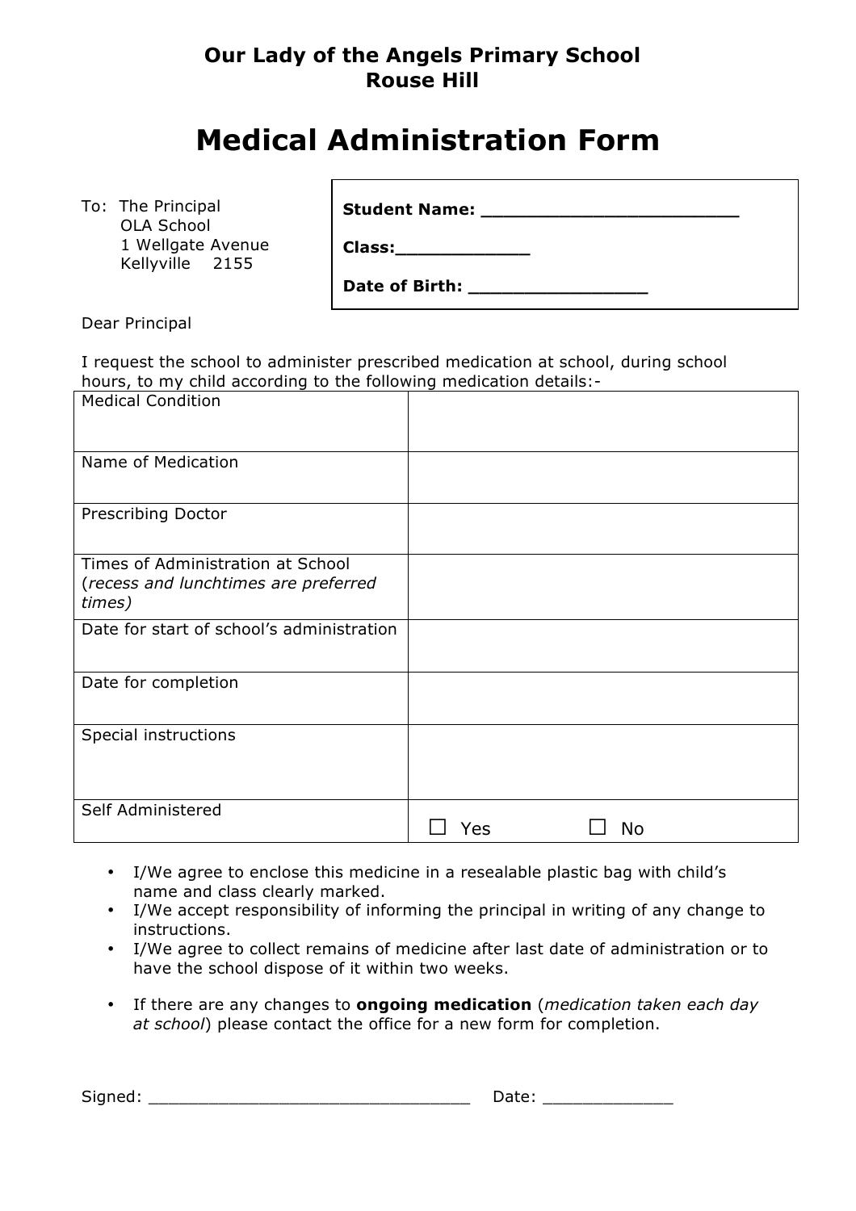**Our Lady of the Angels Primary School**
**Rouse Hill**

# Medical Administration Form

To: The Principal
OLA School
1 Wellgate Avenue
Kellyville 2155

**Student Name:** ________________________

**Class:**____________

**Date of Birth:** ________________

Dear Principal

I request the school to administer prescribed medication at school, during school hours, to my child according to the following medication details:-

| | |
|---|---|
| Medical Condition | |
| Name of Medication | |
| Prescribing Doctor | |
| Times of Administration at School (*recess and lunchtimes are preferred times)* | |
| Date for start of school's administration | |
| Date for completion | |
| Special instructions | |
| Self Administered | ☐ Yes ☐ No |

- I/We agree to enclose this medicine in a resealable plastic bag with child's name and class clearly marked.
- I/We accept responsibility of informing the principal in writing of any change to instructions.
- I/We agree to collect remains of medicine after last date of administration or to have the school dispose of it within two weeks.

- If there are any changes to **ongoing medication** (*medication taken each day at school*) please contact the office for a new form for completion.

Signed: ________________________________ Date: ____________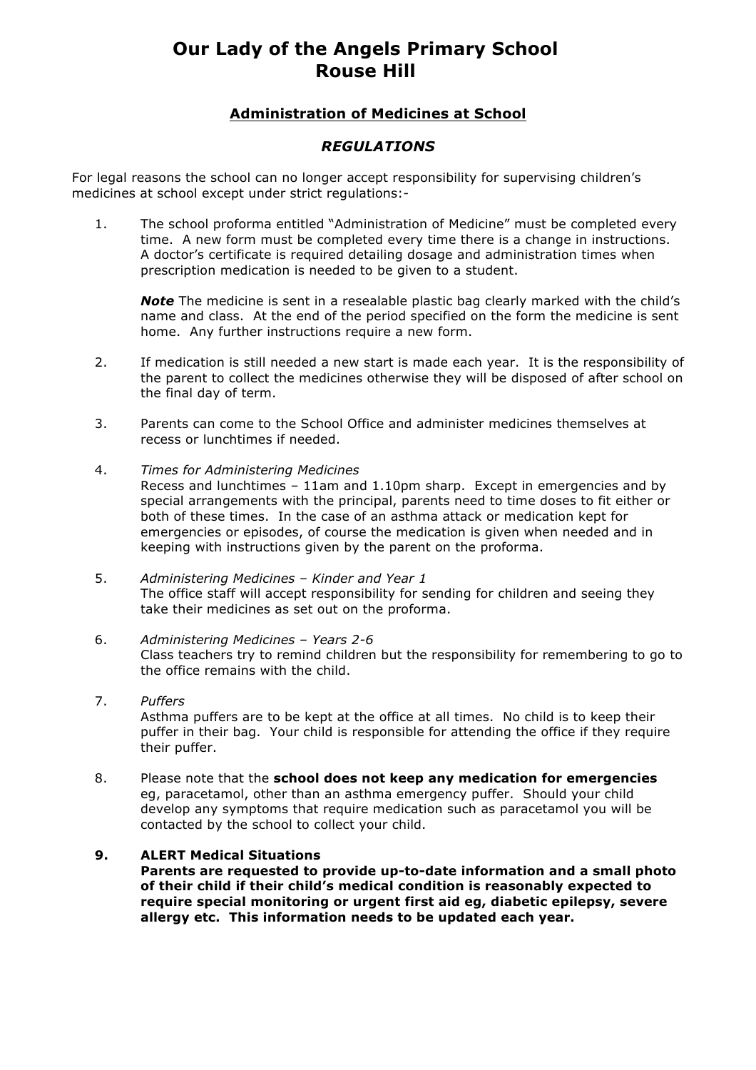# Our Lady of the Angels Primary School
# Rouse Hill

## Administration of Medicines at School

### *REGULATIONS*

For legal reasons the school can no longer accept responsibility for supervising children's medicines at school except under strict regulations:-

1. The school proforma entitled "Administration of Medicine" must be completed every time. A new form must be completed every time there is a change in instructions. A doctor's certificate is required detailing dosage and administration times when prescription medication is needed to be given to a student.

   ***Note*** The medicine is sent in a resealable plastic bag clearly marked with the child's name and class. At the end of the period specified on the form the medicine is sent home. Any further instructions require a new form.

2. If medication is still needed a new start is made each year. It is the responsibility of the parent to collect the medicines otherwise they will be disposed of after school on the final day of term.

3. Parents can come to the School Office and administer medicines themselves at recess or lunchtimes if needed.

4. *Times for Administering Medicines*
   Recess and lunchtimes – 11am and 1.10pm sharp. Except in emergencies and by special arrangements with the principal, parents need to time doses to fit either or both of these times. In the case of an asthma attack or medication kept for emergencies or episodes, of course the medication is given when needed and in keeping with instructions given by the parent on the proforma.

5. *Administering Medicines – Kinder and Year 1*
   The office staff will accept responsibility for sending for children and seeing they take their medicines as set out on the proforma.

6. *Administering Medicines – Years 2-6*
   Class teachers try to remind children but the responsibility for remembering to go to the office remains with the child.

7. *Puffers*
   Asthma puffers are to be kept at the office at all times. No child is to keep their puffer in their bag. Your child is responsible for attending the office if they require their puffer.

8. Please note that the **school does not keep any medication for emergencies** eg, paracetamol, other than an asthma emergency puffer. Should your child develop any symptoms that require medication such as paracetamol you will be contacted by the school to collect your child.

9. **ALERT Medical Situations**
   **Parents are requested to provide up-to-date information and a small photo of their child if their child's medical condition is reasonably expected to require special monitoring or urgent first aid eg, diabetic epilepsy, severe allergy etc. This information needs to be updated each year.**